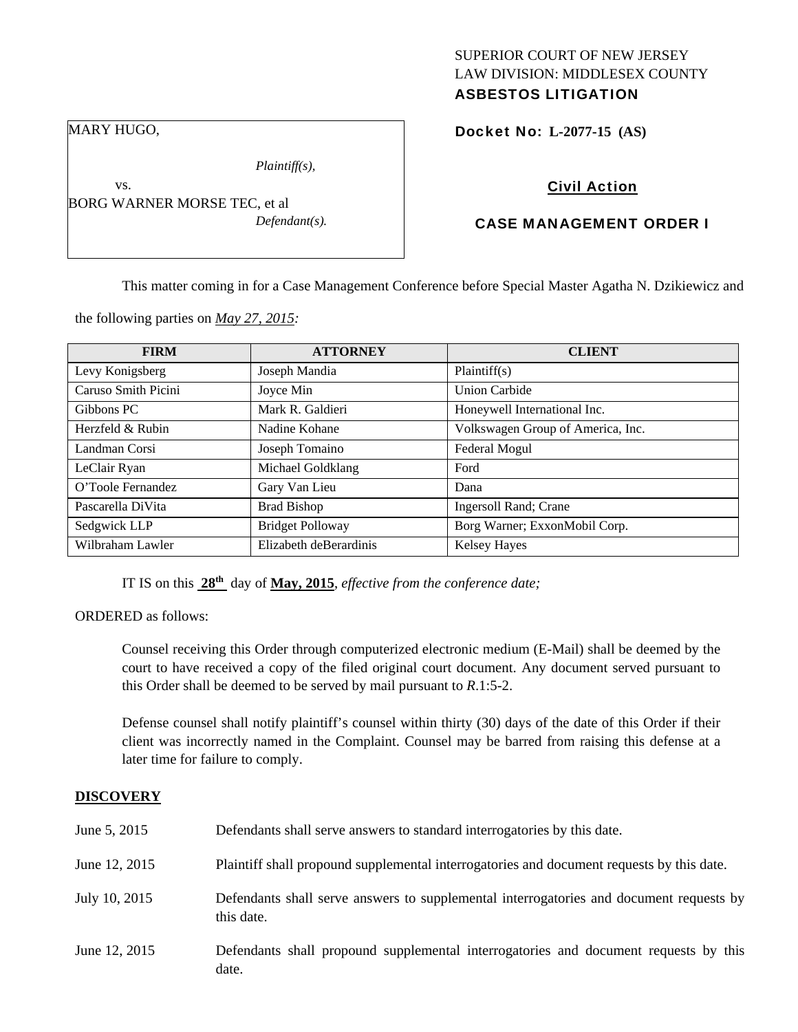SUPERIOR COURT OF NEW JERSEY
LAW DIVISION: MIDDLESEX COUNTY
**ASBESTOS LITIGATION**

MARY HUGO,

*Plaintiff(s),*

vs.

BORG WARNER MORSE TEC, et al

*Defendant(s).*

**Docket No: L-2077-15 (AS)**

**Civil Action**

**CASE MANAGEMENT ORDER I**

This matter coming in for a Case Management Conference before Special Master Agatha N. Dzikiewicz and the following parties on *May 27, 2015:*

| FIRM | ATTORNEY | CLIENT |
|---|---|---|
| Levy Konigsberg | Joseph Mandia | Plaintiff(s) |
| Caruso Smith Picini | Joyce Min | Union Carbide |
| Gibbons PC | Mark R. Galdieri | Honeywell International Inc. |
| Herzfeld & Rubin | Nadine Kohane | Volkswagen Group of America, Inc. |
| Landman Corsi | Joseph Tomaino | Federal Mogul |
| LeClair Ryan | Michael Goldklang | Ford |
| O'Toole Fernandez | Gary Van Lieu | Dana |
| Pascarella DiVita | Brad Bishop | Ingersoll Rand; Crane |
| Sedgwick LLP | Bridget Polloway | Borg Warner; ExxonMobil Corp. |
| Wilbraham Lawler | Elizabeth deBerardinis | Kelsey Hayes |

IT IS on this **28th** day of **May, 2015**, *effective from the conference date;*

ORDERED as follows:

Counsel receiving this Order through computerized electronic medium (E-Mail) shall be deemed by the court to have received a copy of the filed original court document. Any document served pursuant to this Order shall be deemed to be served by mail pursuant to *R*.1:5-2.

Defense counsel shall notify plaintiff's counsel within thirty (30) days of the date of this Order if their client was incorrectly named in the Complaint. Counsel may be barred from raising this defense at a later time for failure to comply.

## DISCOVERY

| | |
|---|---|
| June 5, 2015 | Defendants shall serve answers to standard interrogatories by this date. |
| June 12, 2015 | Plaintiff shall propound supplemental interrogatories and document requests by this date. |
| July 10, 2015 | Defendants shall serve answers to supplemental interrogatories and document requests by this date. |
| June 12, 2015 | Defendants shall propound supplemental interrogatories and document requests by this date. |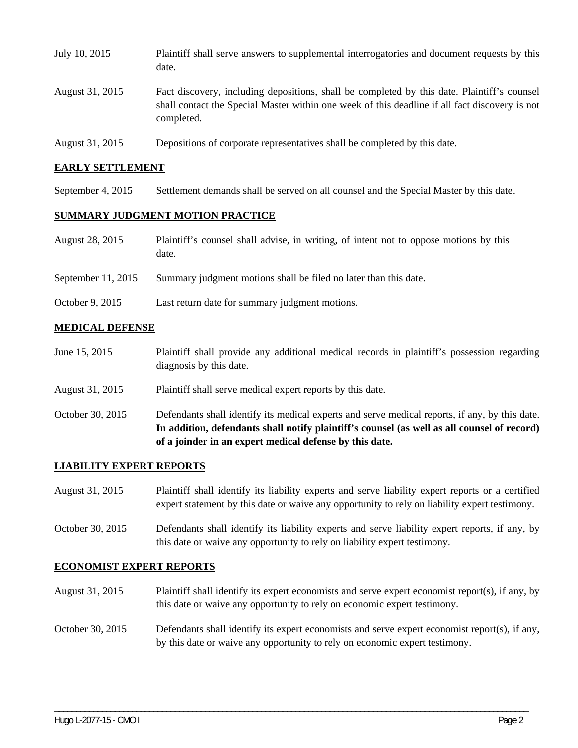| | |
|---|---|
| July 10, 2015 | Plaintiff shall serve answers to supplemental interrogatories and document requests by this date. |
| August 31, 2015 | Fact discovery, including depositions, shall be completed by this date. Plaintiff's counsel shall contact the Special Master within one week of this deadline if all fact discovery is not completed. |
| August 31, 2015 | Depositions of corporate representatives shall be completed by this date. |

## EARLY SETTLEMENT

| | |
|---|---|
| September 4, 2015 | Settlement demands shall be served on all counsel and the Special Master by this date. |

## SUMMARY JUDGMENT MOTION PRACTICE

| | |
|---|---|
| August 28, 2015 | Plaintiff's counsel shall advise, in writing, of intent not to oppose motions by this date. |
| September 11, 2015 | Summary judgment motions shall be filed no later than this date. |
| October 9, 2015 | Last return date for summary judgment motions. |

## MEDICAL DEFENSE

| | |
|---|---|
| June 15, 2015 | Plaintiff shall provide any additional medical records in plaintiff's possession regarding diagnosis by this date. |
| August 31, 2015 | Plaintiff shall serve medical expert reports by this date. |
| October 30, 2015 | Defendants shall identify its medical experts and serve medical reports, if any, by this date. **In addition, defendants shall notify plaintiff's counsel (as well as all counsel of record) of a joinder in an expert medical defense by this date.** |

## LIABILITY EXPERT REPORTS

| | |
|---|---|
| August 31, 2015 | Plaintiff shall identify its liability experts and serve liability expert reports or a certified expert statement by this date or waive any opportunity to rely on liability expert testimony. |
| October 30, 2015 | Defendants shall identify its liability experts and serve liability expert reports, if any, by this date or waive any opportunity to rely on liability expert testimony. |

## ECONOMIST EXPERT REPORTS

| | |
|---|---|
| August 31, 2015 | Plaintiff shall identify its expert economists and serve expert economist report(s), if any, by this date or waive any opportunity to rely on economic expert testimony. |
| October 30, 2015 | Defendants shall identify its expert economists and serve expert economist report(s), if any, by this date or waive any opportunity to rely on economic expert testimony. |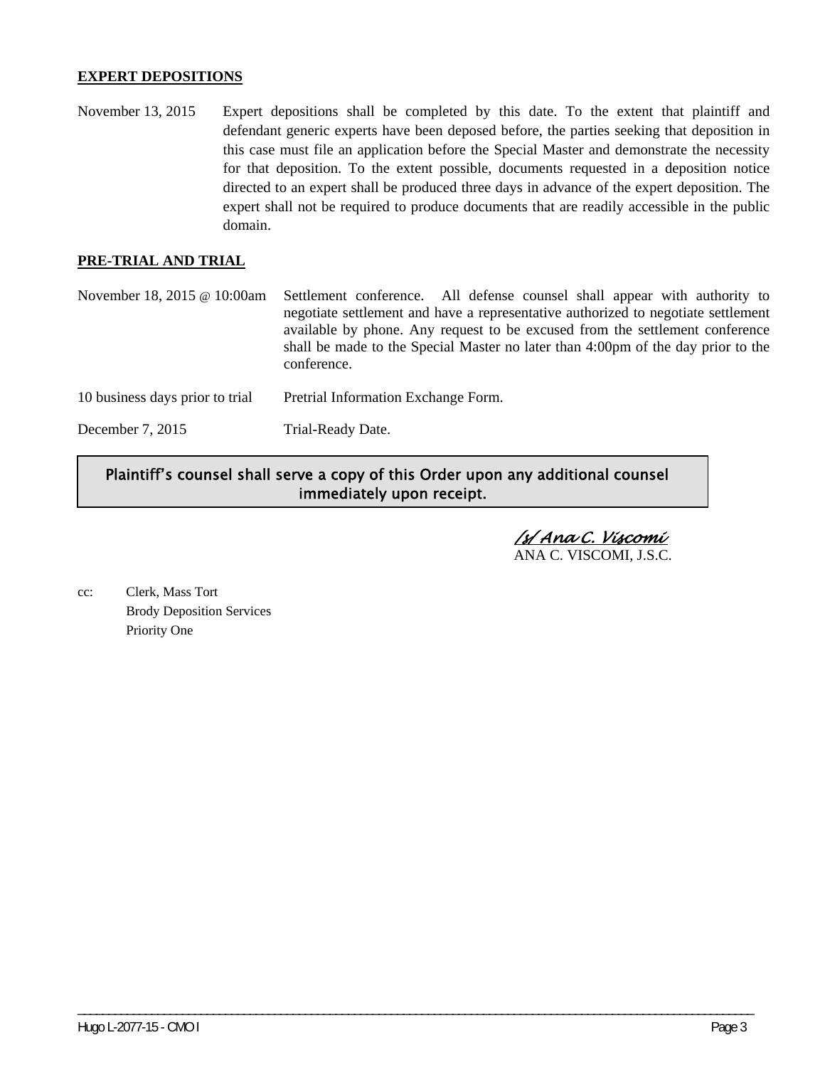**EXPERT DEPOSITIONS**

| | |
|---|---|
| November 13, 2015 | Expert depositions shall be completed by this date. To the extent that plaintiff and defendant generic experts have been deposed before, the parties seeking that deposition in this case must file an application before the Special Master and demonstrate the necessity for that deposition. To the extent possible, documents requested in a deposition notice directed to an expert shall be produced three days in advance of the expert deposition. The expert shall not be required to produce documents that are readily accessible in the public domain. |

**PRE-TRIAL AND TRIAL**

| | |
|---|---|
| November 18, 2015 @ 10:00am | Settlement conference. All defense counsel shall appear with authority to negotiate settlement and have a representative authorized to negotiate settlement available by phone. Any request to be excused from the settlement conference shall be made to the Special Master no later than 4:00pm of the day prior to the conference. |
| 10 business days prior to trial | Pretrial Information Exchange Form. |
| December 7, 2015 | Trial-Ready Date. |

**Plaintiff's counsel shall serve a copy of this Order upon any additional counsel immediately upon receipt.**

*/s/ Ana C. Viscomi*
ANA C. VISCOMI, J.S.C.

cc: Clerk, Mass Tort
Brody Deposition Services
Priority One